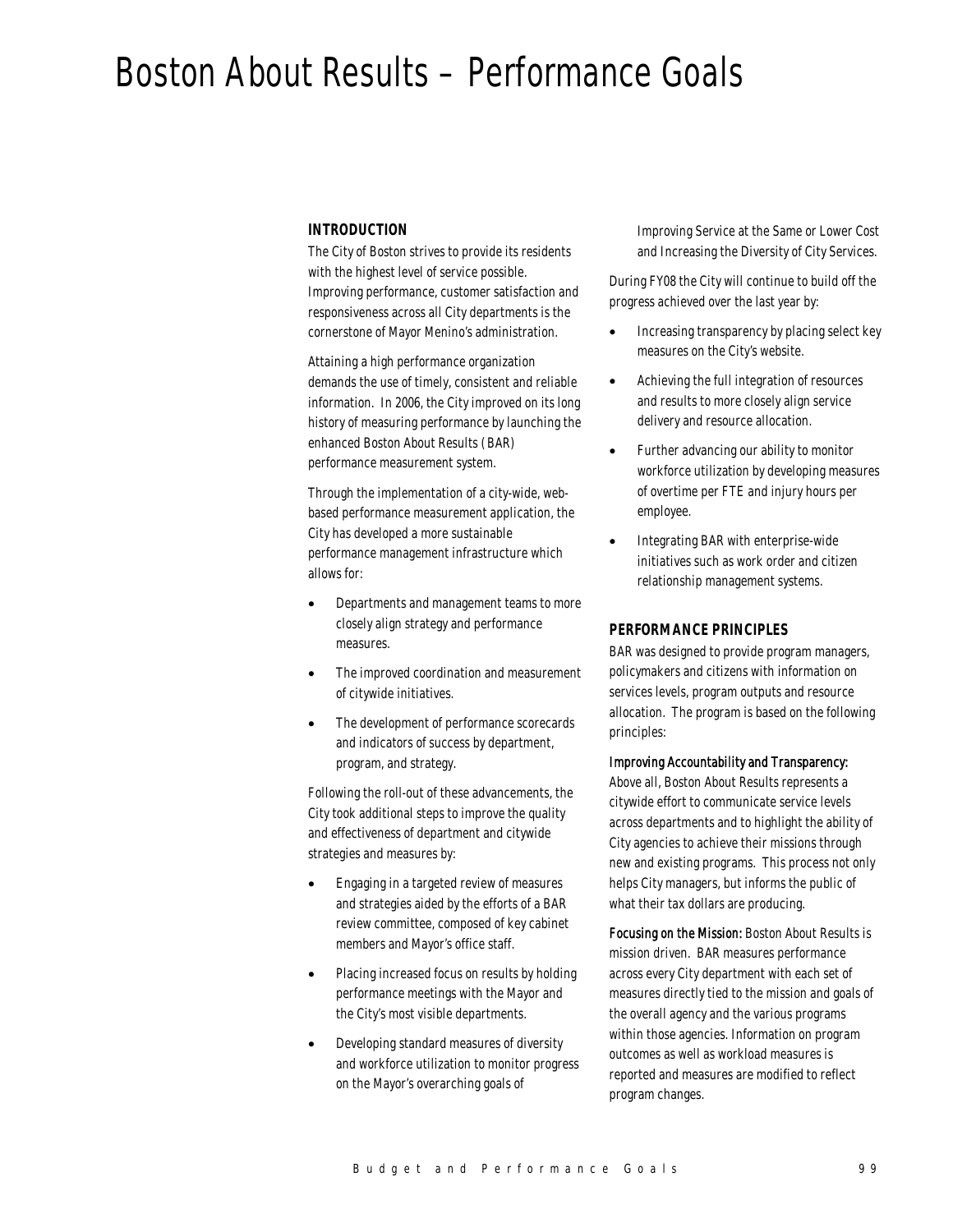# Boston About Results – Performance Goals

## INTRODUCTION

The City of Boston strives to provide its residents with the highest level of service possible. Improving performance, customer satisfaction and responsiveness across all City departments is the cornerstone of Mayor Menino's administration.

Attaining a high performance organization demands the use of timely, consistent and reliable information. In 2006, the City improved on its long history of measuring performance by launching the enhanced Boston About Results (BAR) performance measurement system.

Through the implementation of a city-wide, web-based performance measurement application, the City has developed a more sustainable performance management infrastructure which allows for:

- Departments and management teams to more closely align strategy and performance measures.
- The improved coordination and measurement of citywide initiatives.
- The development of performance scorecards and indicators of success by department, program, and strategy.

Following the roll-out of these advancements, the City took additional steps to improve the quality and effectiveness of department and citywide strategies and measures by:

- Engaging in a targeted review of measures and strategies aided by the efforts of a BAR review committee, composed of key cabinet members and Mayor's office staff.
- Placing increased focus on results by holding performance meetings with the Mayor and the City's most visible departments.
- Developing standard measures of diversity and workforce utilization to monitor progress on the Mayor's overarching goals of Improving Service at the Same or Lower Cost and Increasing the Diversity of City Services.

During FY08 the City will continue to build off the progress achieved over the last year by:

- Increasing transparency by placing select key measures on the City's website.
- Achieving the full integration of resources and results to more closely align service delivery and resource allocation.
- Further advancing our ability to monitor workforce utilization by developing measures of overtime per FTE and injury hours per employee.
- Integrating BAR with enterprise-wide initiatives such as work order and citizen relationship management systems.

## PERFORMANCE PRINCIPLES

BAR was designed to provide program managers, policymakers and citizens with information on services levels, program outputs and resource allocation. The program is based on the following principles:

*Improving Accountability and Transparency:* Above all, Boston About Results represents a citywide effort to communicate service levels across departments and to highlight the ability of City agencies to achieve their missions through new and existing programs. This process not only helps City managers, but informs the public of what their tax dollars are producing.

*Focusing on the Mission:* Boston About Results is mission driven. BAR measures performance across every City department with each set of measures directly tied to the mission and goals of the overall agency and the various programs within those agencies. Information on program outcomes as well as workload measures is reported and measures are modified to reflect program changes.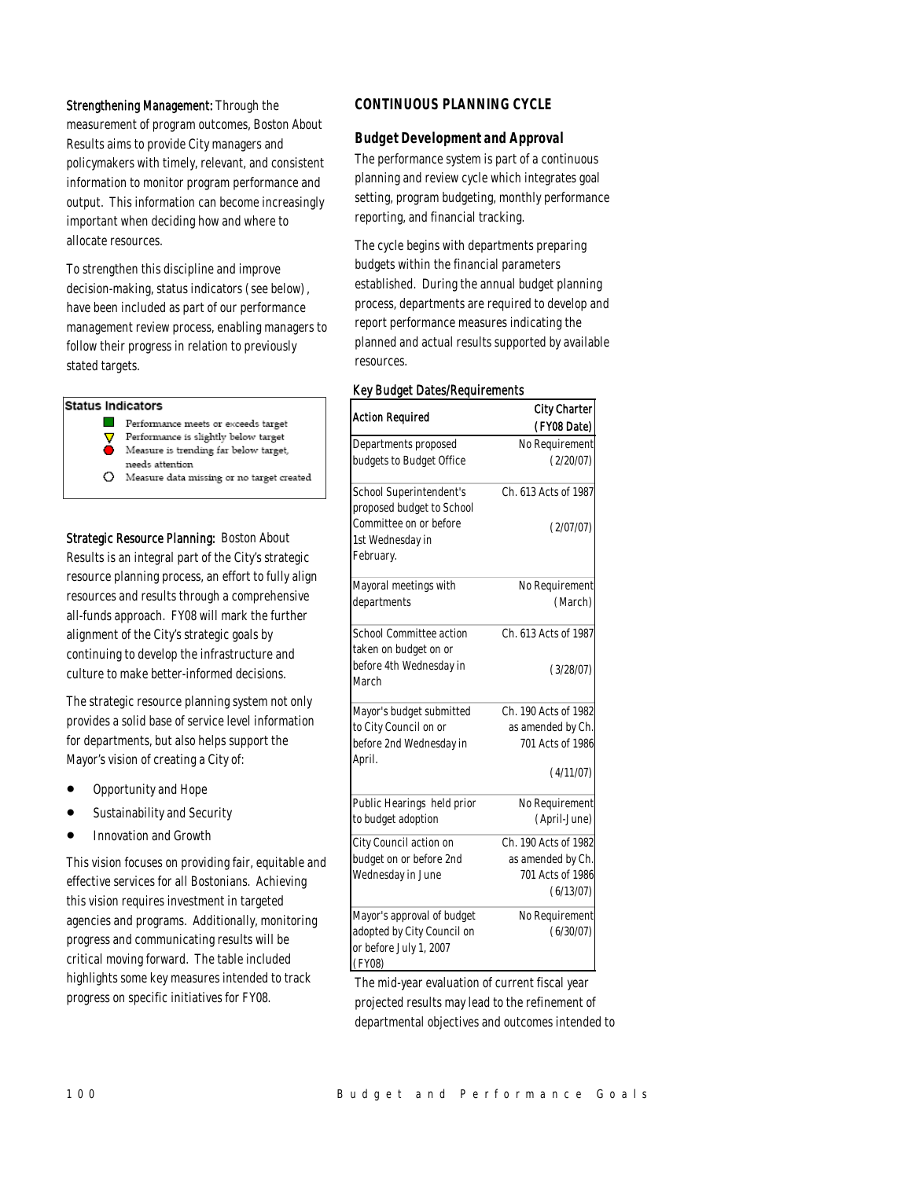**Strengthening Management:** Through the measurement of program outcomes, Boston About Results aims to provide City managers and policymakers with timely, relevant, and consistent information to monitor program performance and output. This information can become increasingly important when deciding how and where to allocate resources.

To strengthen this discipline and improve decision-making, status indicators (see below), have been included as part of our performance management review process, enabling managers to follow their progress in relation to previously stated targets.

**Status Indicators**

- ■ Performance meets or exceeds target
- ▽ Performance is slightly below target
- ● Measure is trending far below target, needs attention
- ○ Measure data missing or no target created

**Strategic Resource Planning:** Boston About Results is an integral part of the City's strategic resource planning process, an effort to fully align resources and results through a comprehensive all-funds approach. FY08 will mark the further alignment of the City's strategic goals by continuing to develop the infrastructure and culture to make better-informed decisions.

The strategic resource planning system not only provides a solid base of service level information for departments, but also helps support the Mayor's vision of creating a City of:

- Opportunity and Hope
- Sustainability and Security
- Innovation and Growth

This vision focuses on providing fair, equitable and effective services for all Bostonians. Achieving this vision requires investment in targeted agencies and programs. Additionally, monitoring progress and communicating results will be critical moving forward. The table included highlights some key measures intended to track progress on specific initiatives for FY08.

## CONTINUOUS PLANNING CYCLE

### Budget Development and Approval

The performance system is part of a continuous planning and review cycle which integrates goal setting, program budgeting, monthly performance reporting, and financial tracking.

The cycle begins with departments preparing budgets within the financial parameters established. During the annual budget planning process, departments are required to develop and report performance measures indicating the planned and actual results supported by available resources.

*Key Budget Dates/Requirements*

| Action Required | City Charter (FY08 Date) |
|---|---|
| Departments proposed budgets to Budget Office | No Requirement (2/20/07) |
| School Superintendent's proposed budget to School Committee on or before 1st Wednesday in February. | Ch. 613 Acts of 1987 (2/07/07) |
| Mayoral meetings with departments | No Requirement (March) |
| School Committee action taken on budget on or before 4th Wednesday in March | Ch. 613 Acts of 1987 (3/28/07) |
| Mayor's budget submitted to City Council on or before 2nd Wednesday in April. | Ch. 190 Acts of 1982 as amended by Ch. 701 Acts of 1986 (4/11/07) |
| Public Hearings held prior to budget adoption | No Requirement (April-June) |
| City Council action on budget on or before 2nd Wednesday in June | Ch. 190 Acts of 1982 as amended by Ch. 701 Acts of 1986 (6/13/07) |
| Mayor's approval of budget adopted by City Council on or before July 1, 2007 (FY08) | No Requirement (6/30/07) |

The mid-year evaluation of current fiscal year projected results may lead to the refinement of departmental objectives and outcomes intended to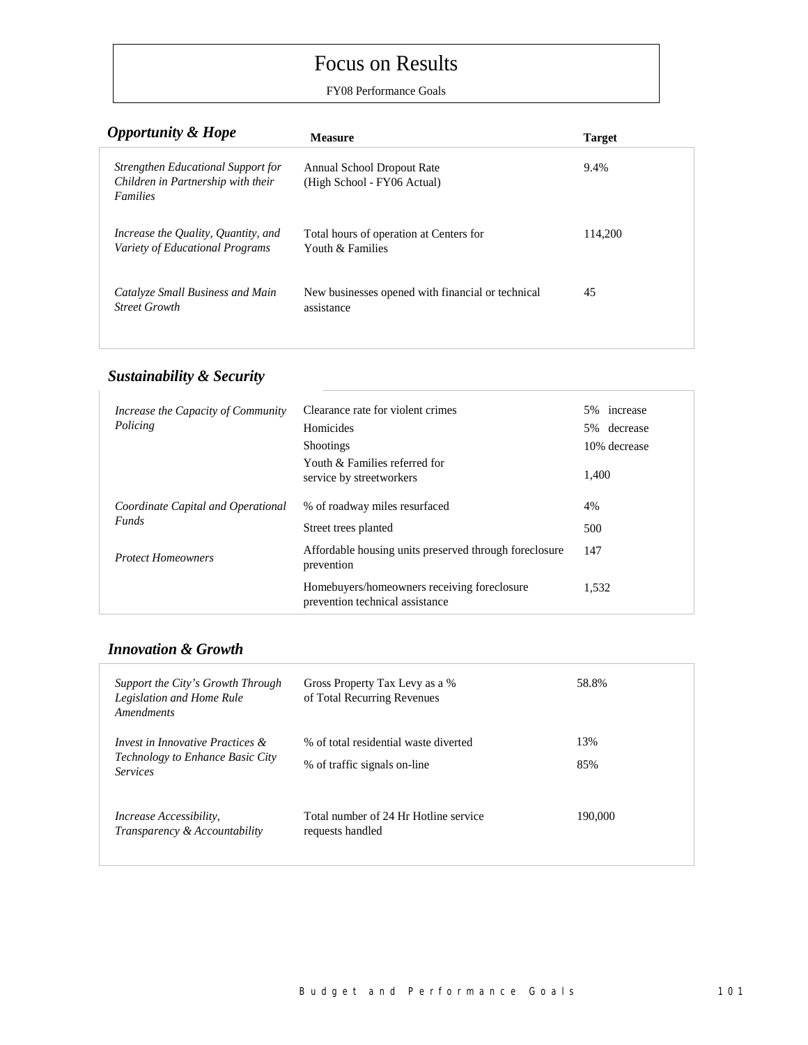# Focus on Results

FY08 Performance Goals

## *Opportunity & Hope*

| | Measure | Target |
|---|---|---|
| *Strengthen Educational Support for Children in Partnership with their Families* | Annual School Dropout Rate (High School - FY06 Actual) | 9.4% |
| *Increase the Quality, Quantity, and Variety of Educational Programs* | Total hours of operation at Centers for Youth & Families | 114,200 |
| *Catalyze Small Business and Main Street Growth* | New businesses opened with financial or technical assistance | 45 |

## *Sustainability & Security*

| | Measure | Target |
|---|---|---|
| *Increase the Capacity of Community Policing* | Clearance rate for violent crimes | 5% increase |
| | Homicides | 5% decrease |
| | Shootings | 10% decrease |
| | Youth & Families referred for service by streetworkers | 1,400 |
| *Coordinate Capital and Operational Funds* | % of roadway miles resurfaced | 4% |
| | Street trees planted | 500 |
| *Protect Homeowners* | Affordable housing units preserved through foreclosure prevention | 147 |
| | Homebuyers/homeowners receiving foreclosure prevention technical assistance | 1,532 |

## *Innovation & Growth*

| | Measure | Target |
|---|---|---|
| *Support the City's Growth Through Legislation and Home Rule Amendments* | Gross Property Tax Levy as a % of Total Recurring Revenues | 58.8% |
| *Invest in Innovative Practices & Technology to Enhance Basic City Services* | % of total residential waste diverted | 13% |
| | % of traffic signals on-line | 85% |
| *Increase Accessibility, Transparency & Accountability* | Total number of 24 Hr Hotline service requests handled | 190,000 |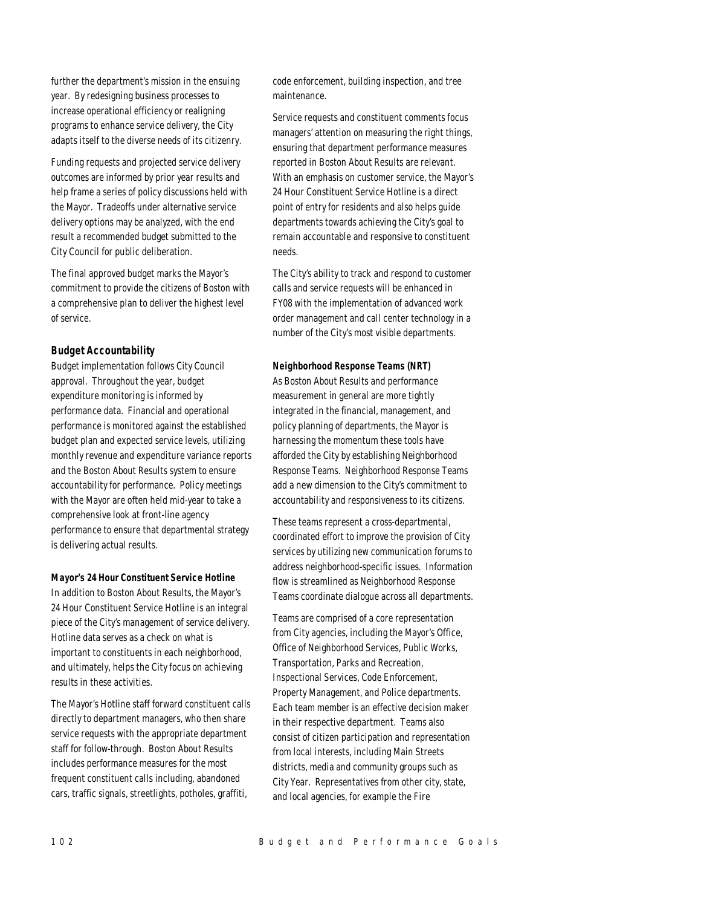further the department's mission in the ensuing year. By redesigning business processes to increase operational efficiency or realigning programs to enhance service delivery, the City adapts itself to the diverse needs of its citizenry.

Funding requests and projected service delivery outcomes are informed by prior year results and help frame a series of policy discussions held with the Mayor. Tradeoffs under alternative service delivery options may be analyzed, with the end result a recommended budget submitted to the City Council for public deliberation.

The final approved budget marks the Mayor's commitment to provide the citizens of Boston with a comprehensive plan to deliver the highest level of service.

### Budget Accountability

Budget implementation follows City Council approval. Throughout the year, budget expenditure monitoring is informed by performance data. Financial and operational performance is monitored against the established budget plan and expected service levels, utilizing monthly revenue and expenditure variance reports and the Boston About Results system to ensure accountability for performance. Policy meetings with the Mayor are often held mid-year to take a comprehensive look at front-line agency performance to ensure that departmental strategy is delivering actual results.

#### Mayor's 24 Hour Constituent Service Hotline

In addition to Boston About Results, the Mayor's 24 Hour Constituent Service Hotline is an integral piece of the City's management of service delivery. Hotline data serves as a check on what is important to constituents in each neighborhood, and ultimately, helps the City focus on achieving results in these activities.

The Mayor's Hotline staff forward constituent calls directly to department managers, who then share service requests with the appropriate department staff for follow-through. Boston About Results includes performance measures for the most frequent constituent calls including, abandoned cars, traffic signals, streetlights, potholes, graffiti, code enforcement, building inspection, and tree maintenance.

Service requests and constituent comments focus managers' attention on measuring the right things, ensuring that department performance measures reported in Boston About Results are relevant. With an emphasis on customer service, the Mayor's 24 Hour Constituent Service Hotline is a direct point of entry for residents and also helps guide departments towards achieving the City's goal to remain accountable and responsive to constituent needs.

The City's ability to track and respond to customer calls and service requests will be enhanced in FY08 with the implementation of advanced work order management and call center technology in a number of the City's most visible departments.

#### Neighborhood Response Teams (NRT)

As Boston About Results and performance measurement in general are more tightly integrated in the financial, management, and policy planning of departments, the Mayor is harnessing the momentum these tools have afforded the City by establishing Neighborhood Response Teams. Neighborhood Response Teams add a new dimension to the City's commitment to accountability and responsiveness to its citizens.

These teams represent a cross-departmental, coordinated effort to improve the provision of City services by utilizing new communication forums to address neighborhood-specific issues. Information flow is streamlined as Neighborhood Response Teams coordinate dialogue across all departments.

Teams are comprised of a core representation from City agencies, including the Mayor's Office, Office of Neighborhood Services, Public Works, Transportation, Parks and Recreation, Inspectional Services, Code Enforcement, Property Management, and Police departments. Each team member is an effective decision maker in their respective department. Teams also consist of citizen participation and representation from local interests, including Main Streets districts, media and community groups such as City Year. Representatives from other city, state, and local agencies, for example the Fire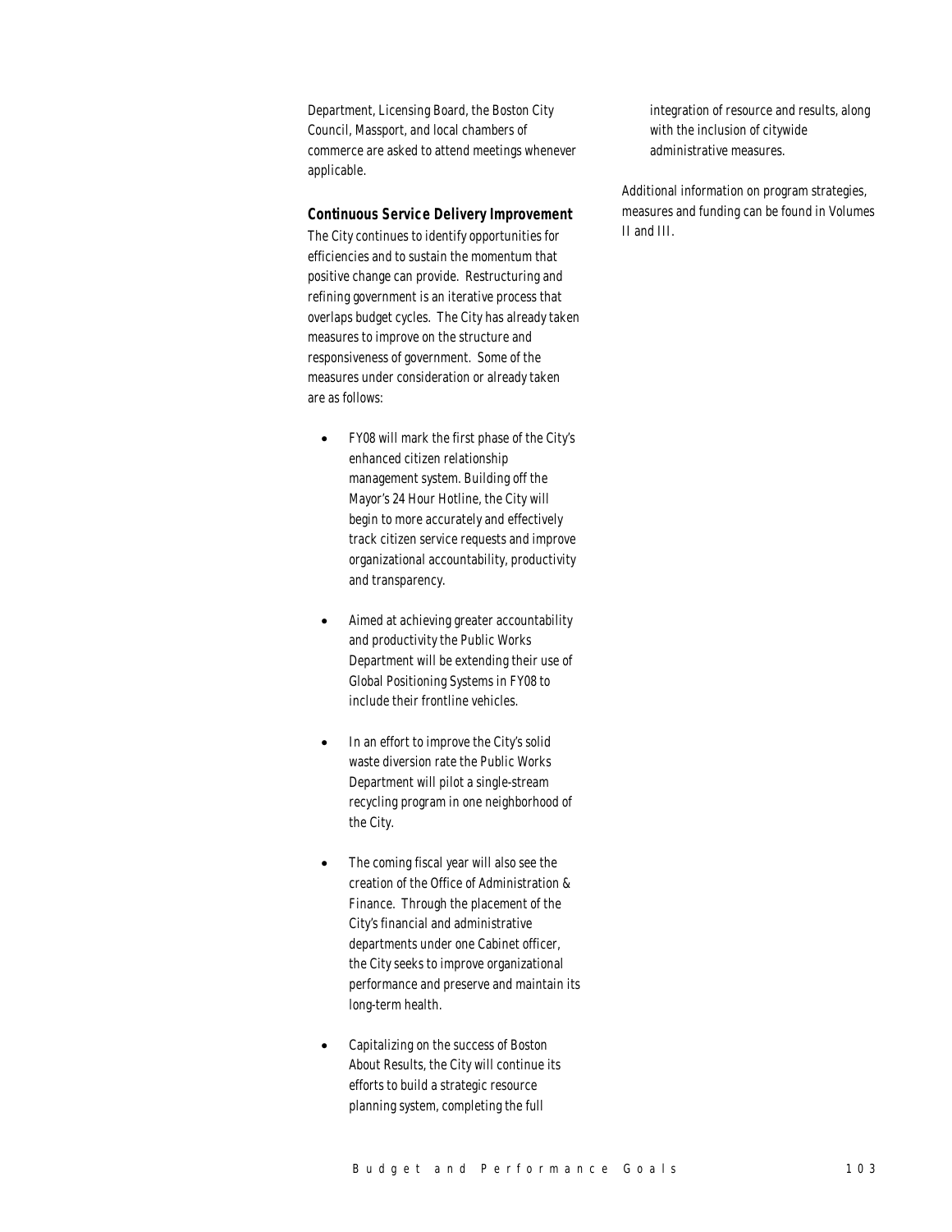Department, Licensing Board, the Boston City Council, Massport, and local chambers of commerce are asked to attend meetings whenever applicable.

### Continuous Service Delivery Improvement

The City continues to identify opportunities for efficiencies and to sustain the momentum that positive change can provide. Restructuring and refining government is an iterative process that overlaps budget cycles. The City has already taken measures to improve on the structure and responsiveness of government. Some of the measures under consideration or already taken are as follows:

- FY08 will mark the first phase of the City's enhanced citizen relationship management system. Building off the Mayor's 24 Hour Hotline, the City will begin to more accurately and effectively track citizen service requests and improve organizational accountability, productivity and transparency.

- Aimed at achieving greater accountability and productivity the Public Works Department will be extending their use of Global Positioning Systems in FY08 to include their frontline vehicles.

- In an effort to improve the City's solid waste diversion rate the Public Works Department will pilot a single-stream recycling program in one neighborhood of the City.

- The coming fiscal year will also see the creation of the Office of Administration & Finance. Through the placement of the City's financial and administrative departments under one Cabinet officer, the City seeks to improve organizational performance and preserve and maintain its long-term health.

- Capitalizing on the success of Boston About Results, the City will continue its efforts to build a strategic resource planning system, completing the full integration of resource and results, along with the inclusion of citywide administrative measures.

Additional information on program strategies, measures and funding can be found in Volumes II and III.